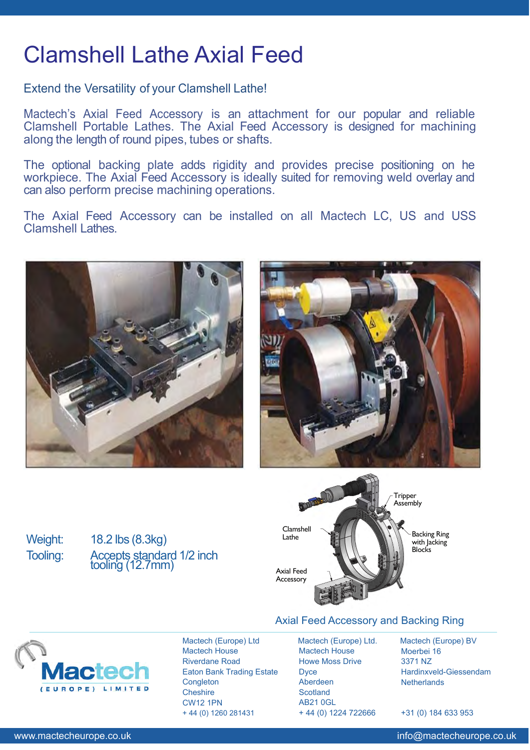# Clamshell Lathe Axial Feed

Extend the Versatility of your Clamshell Lathe!

Mactech's Axial Feed Accessory is an attachment for our popular and reliable Clamshell Portable Lathes. The Axial Feed Accessory is designed for machining along the length of round pipes, tubes or shafts.

The optional backing plate adds rigidity and provides precise positioning on he workpiece. The Axial Feed Accessory is ideally suited for removing weld overlay and can also perform precise machining operations.

The Axial Feed Accessory can be installed on all Mactech LC, US and USS Clamshell Lathes.

| | |
|---|---|
| Weight: | 18.2 lbs (8.3kg) |
| Tooling: | Accepts standard 1/2 inch tooling (12.7mm) |

Tripper Assembly

Clamshell Lathe

Backing Ring with Jacking Blocks

Axial Feed Accessory

Axial Feed Accessory and Backing Ring

Mactech (Europe) Ltd
Mactech House
Riverdane Road
Eaton Bank Trading Estate
Congleton
Cheshire
CW12 1PN
+ 44 (0) 1260 281431

Mactech (Europe) Ltd.
Mactech House
Howe Moss Drive
Dyce
Aberdeen
Scotland
AB21 0GL
+ 44 (0) 1224 722666

Mactech (Europe) BV
Moerbei 16
3371 NZ
Hardinxveld-Giessendam
Netherlands
+31 (0) 184 633 953

www.mactecheurope.co.uk

info@mactecheurope.co.uk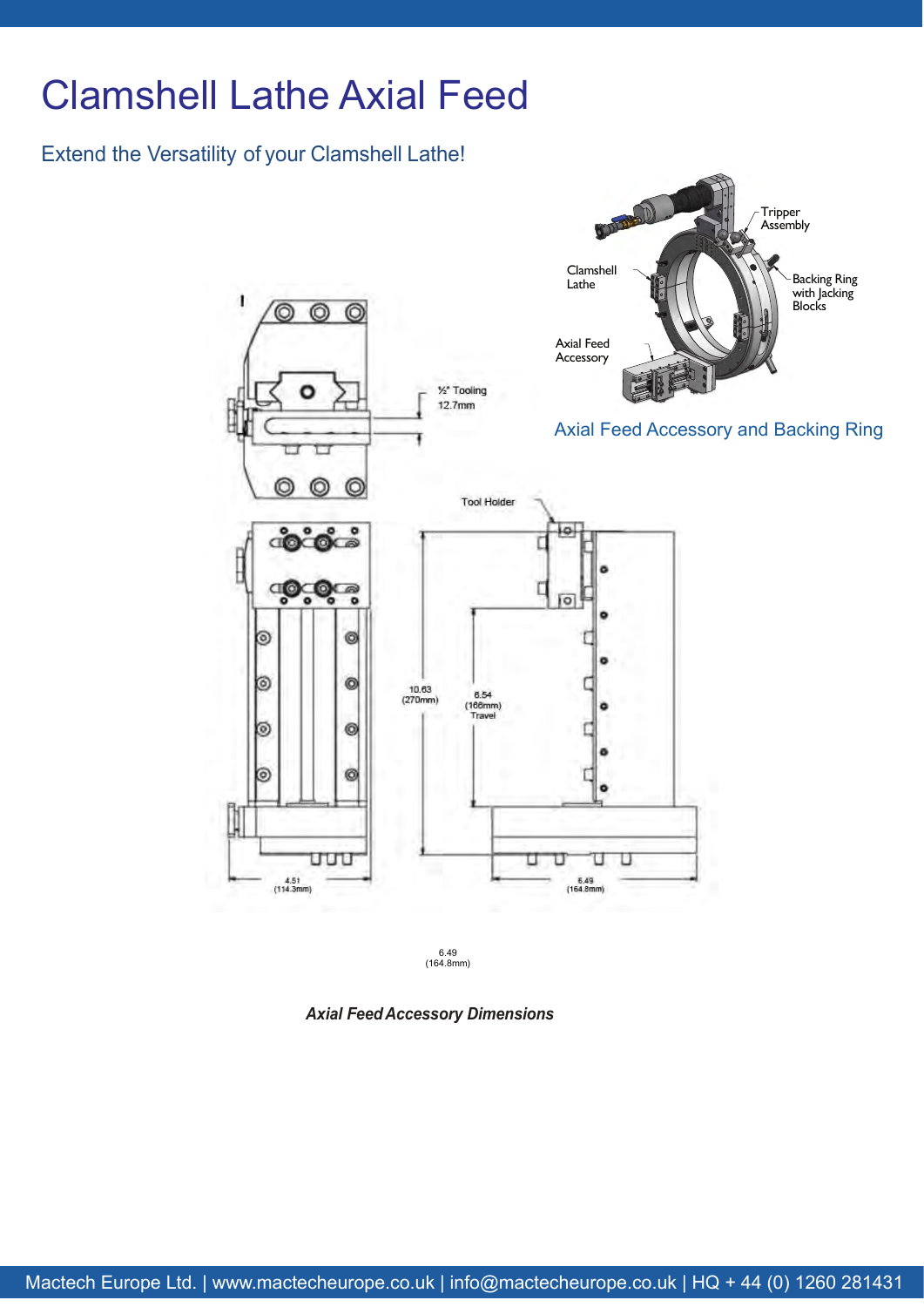# Clamshell Lathe Axial Feed

## Extend the Versatility of your Clamshell Lathe!

Tripper Assembly

Clamshell Lathe

Backing Ring with Jacking Blocks

Axial Feed Accessory

Axial Feed Accessory and Backing Ring

½" Tooling
12.7mm

Tool Holder

10.63
(270mm)

6.54
(166mm)
Travel

4.51
(114.3mm)

6.49
(164.8mm)

6.49
(164.8mm)

***Axial Feed Accessory Dimensions***